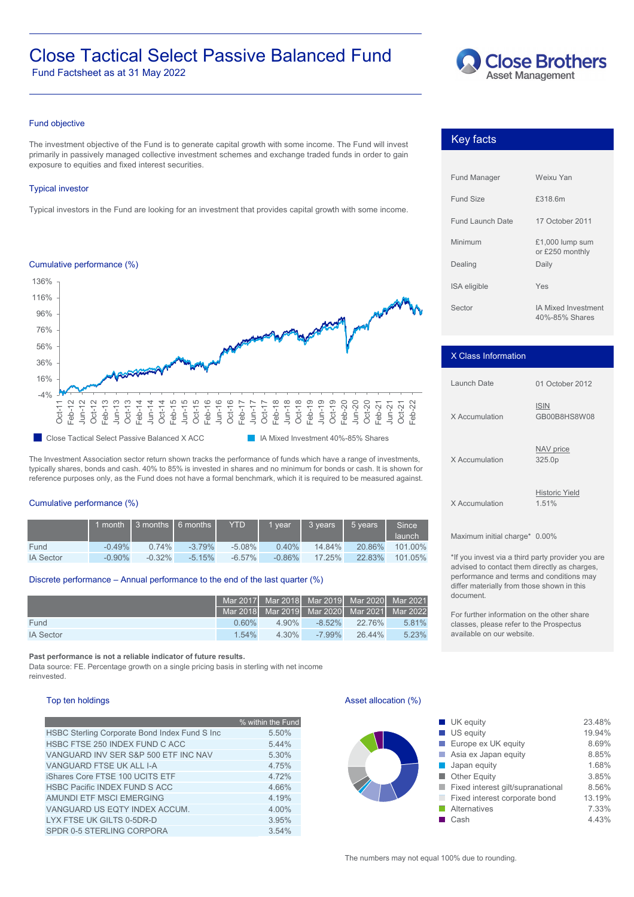# Close Tactical Select Passive Balanced Fund

Fund Factsheet as at 31 May 2022

Close Brothers Asset Management

## Fund objective

The investment objective of the Fund is to generate capital growth with some income. The Fund will invest primarily in passively managed collective investment schemes and exchange traded funds in order to gain exposure to equities and fixed interest securities.

## Typical investor

Typical investors in the Fund are looking for an investment that provides capital growth with some income.

## Cumulative performance (%)

Close Tactical Select Passive Balanced X ACC | IA Mixed Investment 40%-85% Shares

The Investment Association sector return shown tracks the performance of funds which have a range of investments, typically shares, bonds and cash. 40% to 85% is invested in shares and no minimum for bonds or cash. It is shown for reference purposes only, as the Fund does not have a formal benchmark, which it is required to be measured against.

## Cumulative performance (%)

| | 1 month | 3 months | 6 months | YTD | 1 year | 3 years | 5 years | Since launch |
|---|---|---|---|---|---|---|---|---|
| Fund | -0.49% | 0.74% | -3.79% | -5.08% | 0.40% | 14.84% | 20.86% | 101.00% |
| IA Sector | -0.90% | -0.32% | -5.15% | -6.57% | -0.86% | 17.25% | 22.83% | 101.05% |

## Discrete performance – Annual performance to the end of the last quarter (%)

| | Mar 2017 | Mar 2018 | Mar 2019 | Mar 2020 | Mar 2021 |
|---|---|---|---|---|---|
| | Mar 2018 | Mar 2019 | Mar 2020 | Mar 2021 | Mar 2022 |
| Fund | 0.60% | 4.90% | -8.52% | 22.76% | 5.81% |
| IA Sector | 1.54% | 4.30% | -7.99% | 26.44% | 5.23% |

**Past performance is not a reliable indicator of future results.**

Data source: FE. Percentage growth on a single pricing basis in sterling with net income reinvested.

## Key facts

| | |
|---|---|
| Fund Manager | Weixu Yan |
| Fund Size | £318.6m |
| Fund Launch Date | 17 October 2011 |
| Minimum | £1,000 lump sum or £250 monthly |
| Dealing | Daily |
| ISA eligible | Yes |
| Sector | IA Mixed Investment 40%-85% Shares |

## X Class Information

| | |
|---|---|
| Launch Date | 01 October 2012 |
| X Accumulation | ISIN GB00B8HS8W08 |
| X Accumulation | NAV price 325.0p |
| X Accumulation | Historic Yield 1.51% |

Maximum initial charge* 0.00%

*If you invest via a third party provider you are advised to contact them directly as charges, performance and terms and conditions may differ materially from those shown in this document.

For further information on the other share classes, please refer to the Prospectus available on our website.

## Top ten holdings

| | % within the Fund |
|---|---|
| HSBC Sterling Corporate Bond Index Fund S Inc | 5.50% |
| HSBC FTSE 250 INDEX FUND C ACC | 5.44% |
| VANGUARD INV SER S&P 500 ETF INC NAV | 5.30% |
| VANGUARD FTSE UK ALL I-A | 4.75% |
| iShares Core FTSE 100 UCITS ETF | 4.72% |
| HSBC Pacific INDEX FUND S ACC | 4.66% |
| AMUNDI ETF MSCI EMERGING | 4.19% |
| VANGUARD US EQTY INDEX ACCUM. | 4.00% |
| LYX FTSE UK GILTS 0-5DR-D | 3.95% |
| SPDR 0-5 STERLING CORPORA | 3.54% |

## Asset allocation (%)

| | |
|---|---|
| UK equity | 23.48% |
| US equity | 19.94% |
| Europe ex UK equity | 8.69% |
| Asia ex Japan equity | 8.85% |
| Japan equity | 1.68% |
| Other Equity | 3.85% |
| Fixed interest gilt/supranational | 8.56% |
| Fixed interest corporate bond | 13.19% |
| Alternatives | 7.33% |
| Cash | 4.43% |

The numbers may not equal 100% due to rounding.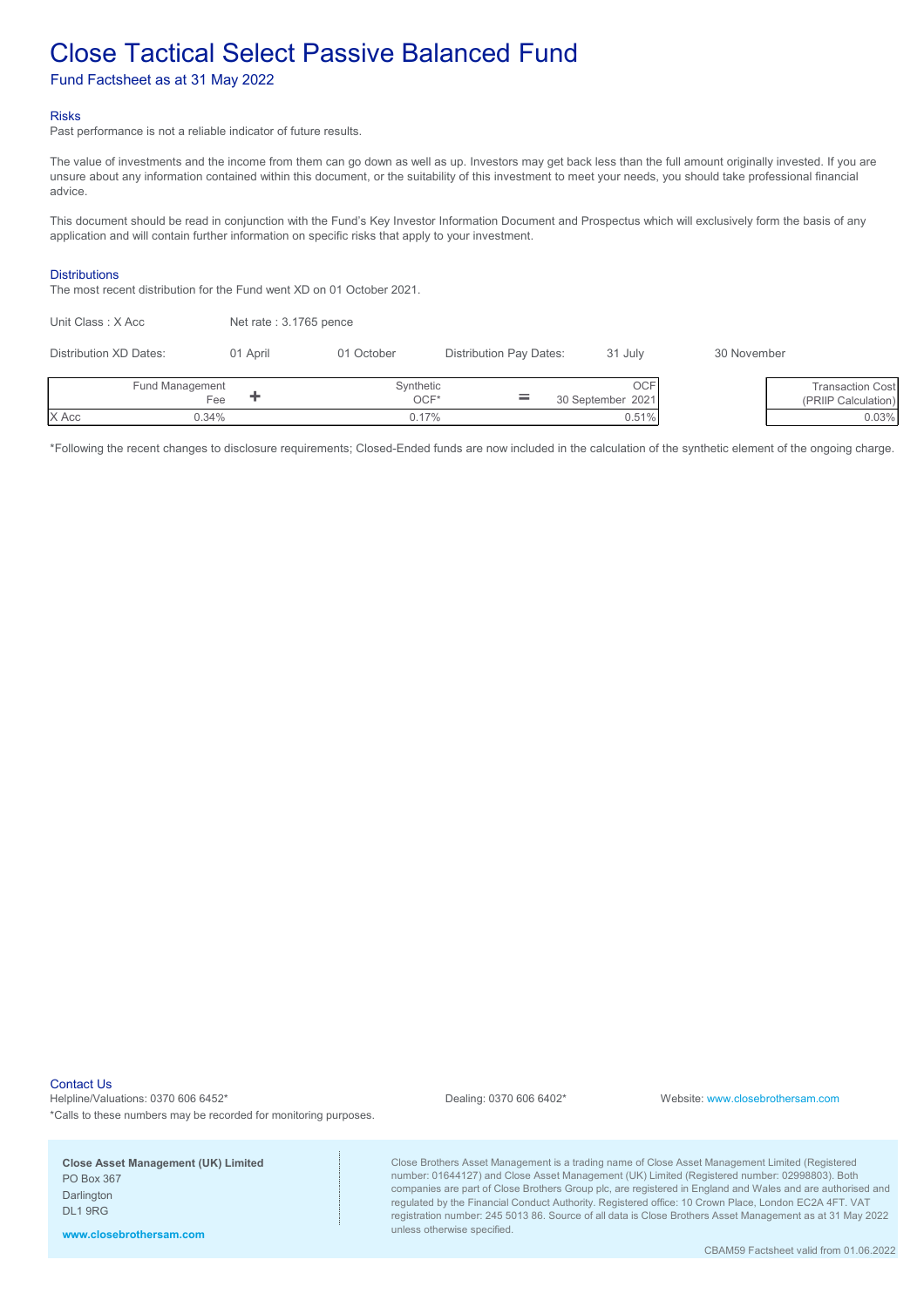# Close Tactical Select Passive Balanced Fund

Fund Factsheet as at 31 May 2022

## Risks

Past performance is not a reliable indicator of future results.

The value of investments and the income from them can go down as well as up. Investors may get back less than the full amount originally invested. If you are unsure about any information contained within this document, or the suitability of this investment to meet your needs, you should take professional financial advice.

This document should be read in conjunction with the Fund's Key Investor Information Document and Prospectus which will exclusively form the basis of any application and will contain further information on specific risks that apply to your investment.

## Distributions

The most recent distribution for the Fund went XD on 01 October 2021.

Unit Class : X Acc    Net rate : 3.1765 pence

Distribution XD Dates: 01 April    01 October    Distribution Pay Dates: 31 July    30 November

| | Fund Management Fee | + | Synthetic OCF* | = | OCF 30 September 2021 |
|---|---|---|---|---|---|
| X Acc | 0.34% | | 0.17% | | 0.51% |

| Transaction Cost (PRIIP Calculation) |
|---|
| 0.03% |

*Following the recent changes to disclosure requirements; Closed-Ended funds are now included in the calculation of the synthetic element of the ongoing charge.

## Contact Us

Helpline/Valuations: 0370 606 6452*

Dealing: 0370 606 6402*

Website: www.closebrothersam.com

*Calls to these numbers may be recorded for monitoring purposes.

**Close Asset Management (UK) Limited**
PO Box 367
Darlington
DL1 9RG

**www.closebrothersam.com**

Close Brothers Asset Management is a trading name of Close Asset Management Limited (Registered number: 01644127) and Close Asset Management (UK) Limited (Registered number: 02998803). Both companies are part of Close Brothers Group plc, are registered in England and Wales and are authorised and regulated by the Financial Conduct Authority. Registered office: 10 Crown Place, London EC2A 4FT. VAT registration number: 245 5013 86. Source of all data is Close Brothers Asset Management as at 31 May 2022 unless otherwise specified.

CBAM59 Factsheet valid from 01.06.2022